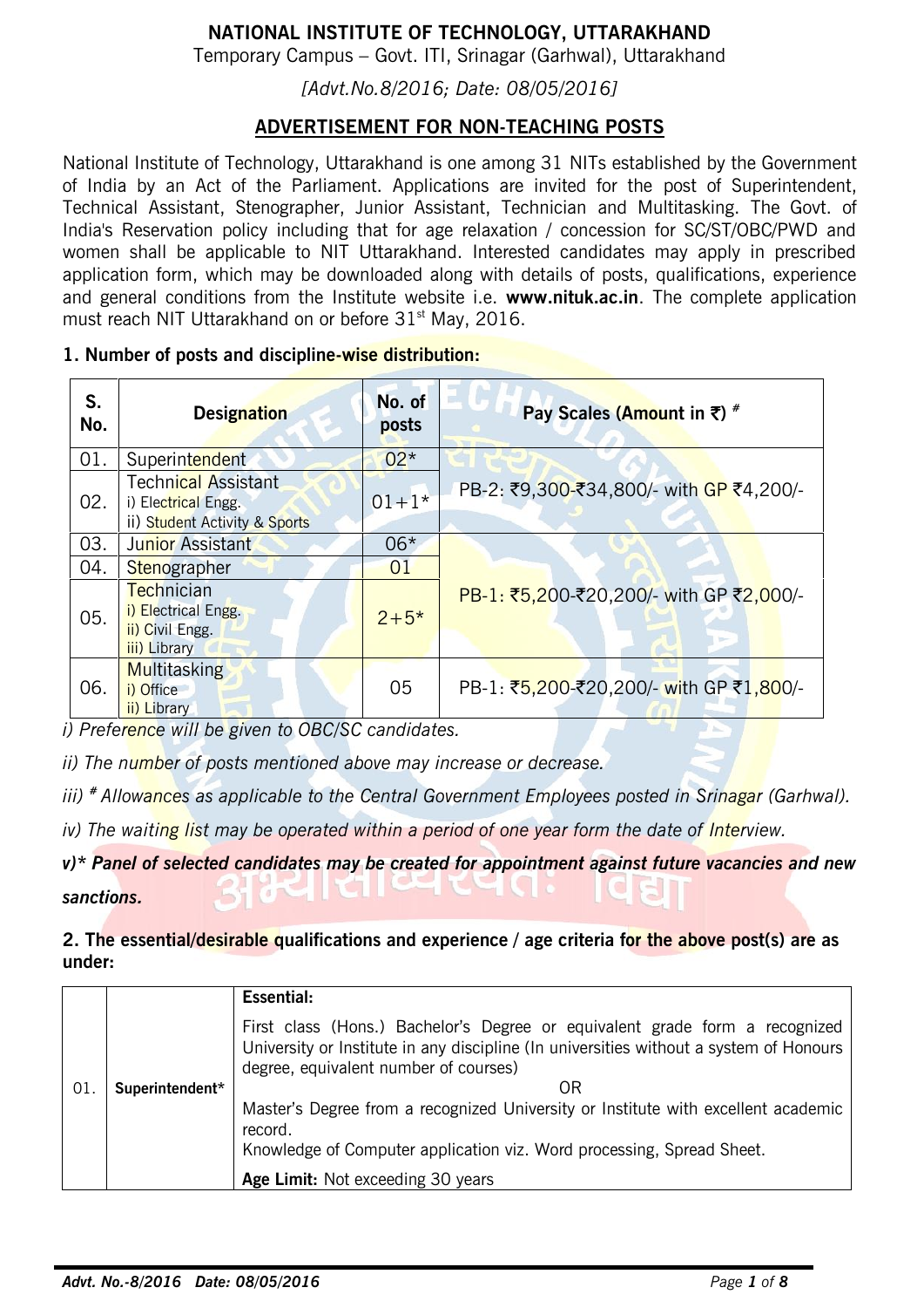# NATIONAL INSTITUTE OF TECHNOLOGY, UTTARAKHAND

Temporary Campus – Govt. ITI, Srinagar (Garhwal), Uttarakhand

*[Advt.No.8/2016; Date: 08/05/2016]*

## ADVERTISEMENT FOR NON-TEACHING POSTS

National Institute of Technology, Uttarakhand is one among 31 NITs established by the Government of India by an Act of the Parliament. Applications are invited for the post of Superintendent, Technical Assistant, Stenographer, Junior Assistant, Technician and Multitasking. The Govt. of India's Reservation policy including that for age relaxation / concession for SC/ST/OBC/PWD and women shall be applicable to NIT Uttarakhand. Interested candidates may apply in prescribed application form, which may be downloaded along with details of posts, qualifications, experience and general conditions from the Institute website i.e. **www.nituk.ac.in**. The complete application must reach NIT Uttarakhand on or before 31st May, 2016.

### 1. Number of posts and discipline-wise distribution:

| S. No. | Designation | No. of posts | Pay Scales (Amount in ₹) # |
|---|---|---|---|
| 01. | Superintendent | 02* | PB-2: ₹9,300-₹34,800/- with GP ₹4,200/- |
| 02. | Technical Assistant<br>i) Electrical Engg.<br>ii) Student Activity & Sports | 01+1* | |
| 03. | Junior Assistant | 06* | PB-1: ₹5,200-₹20,200/- with GP ₹2,000/- |
| 04. | Stenographer | 01 | |
| 05. | Technician<br>i) Electrical Engg.<br>ii) Civil Engg.<br>iii) Library | 2+5* | |
| 06. | Multitasking<br>i) Office<br>ii) Library | 05 | PB-1: ₹5,200-₹20,200/- with GP ₹1,800/- |

*i) Preference will be given to OBC/SC candidates.*

*ii) The number of posts mentioned above may increase or decrease.*

*iii) # Allowances as applicable to the Central Government Employees posted in Srinagar (Garhwal).*

*iv) The waiting list may be operated within a period of one year form the date of Interview.*

***v)* Panel of selected candidates may be created for appointment against future vacancies and new sanctions.***

### 2. The essential/desirable qualifications and experience / age criteria for the above post(s) are as under:

| | | |
|---|---|---|
| 01. | **Superintendent*** | **Essential:**<br>First class (Hons.) Bachelor's Degree or equivalent grade form a recognized University or Institute in any discipline (In universities without a system of Honours degree, equivalent number of courses)<br>OR<br>Master's Degree from a recognized University or Institute with excellent academic record.<br>Knowledge of Computer application viz. Word processing, Spread Sheet.<br>**Age Limit:** Not exceeding 30 years |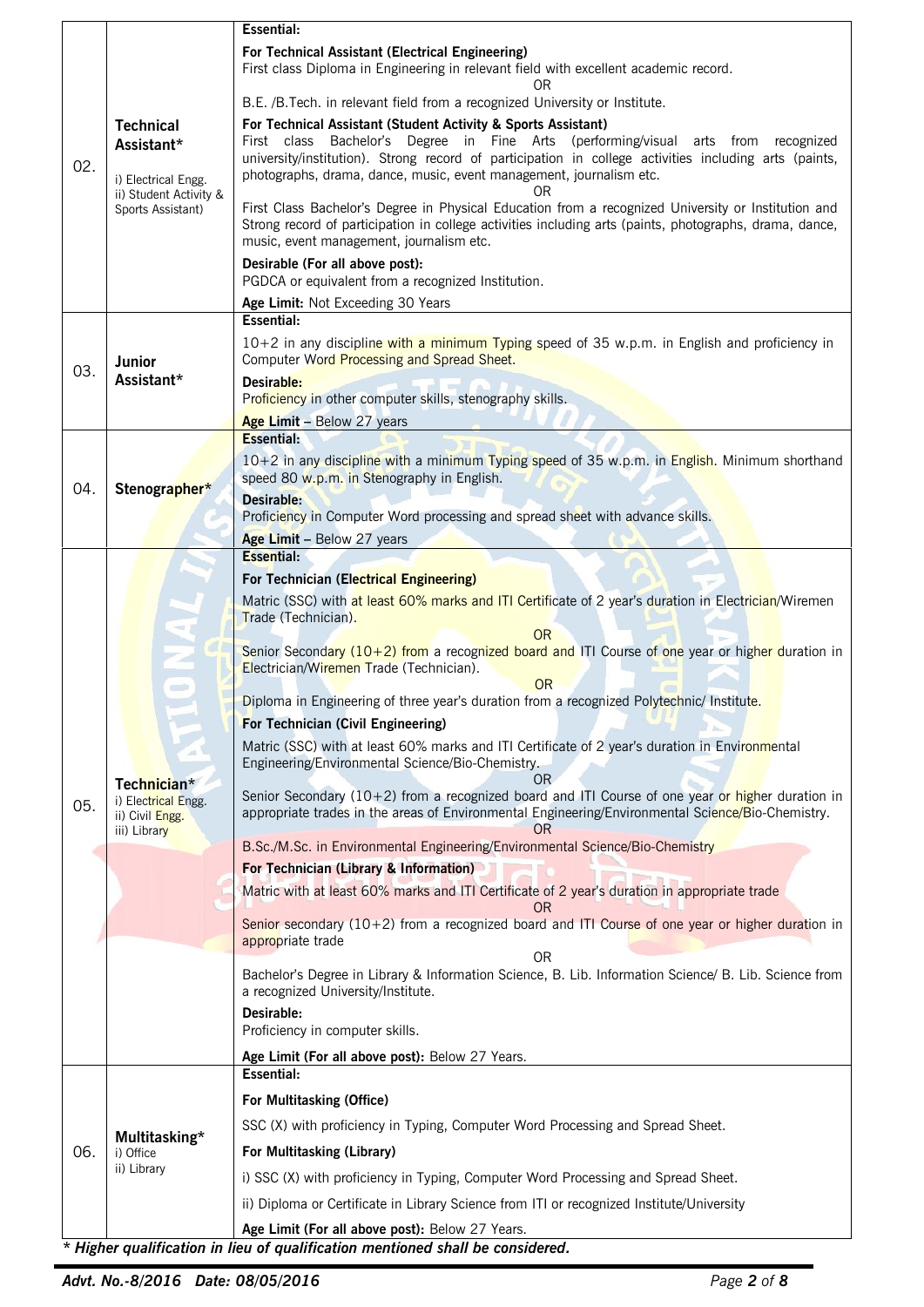| | | |
|---|---|---|
| 02. | **Technical Assistant***<br>i) Electrical Engg.<br>ii) Student Activity & Sports Assistant) | **Essential:**<br>**For Technical Assistant (Electrical Engineering)**<br>First class Diploma in Engineering in relevant field with excellent academic record.<br>OR<br>B.E. /B.Tech. in relevant field from a recognized University or Institute.<br>**For Technical Assistant (Student Activity & Sports Assistant)**<br>First class Bachelor's Degree in Fine Arts (performing/visual arts from recognized university/institution). Strong record of participation in college activities including arts (paints, photographs, drama, dance, music, event management, journalism etc.<br>OR<br>First Class Bachelor's Degree in Physical Education from a recognized University or Institution and Strong record of participation in college activities including arts (paints, photographs, drama, dance, music, event management, journalism etc.<br>**Desirable (For all above post):**<br>PGDCA or equivalent from a recognized Institution.<br>**Age Limit:** Not Exceeding 30 Years |
| 03. | **Junior Assistant*** | **Essential:**<br>10+2 in any discipline with a minimum Typing speed of 35 w.p.m. in English and proficiency in Computer Word Processing and Spread Sheet.<br>**Desirable:**<br>Proficiency in other computer skills, stenography skills.<br>**Age Limit** – Below 27 years |
| 04. | **Stenographer*** | **Essential:**<br>10+2 in any discipline with a minimum Typing speed of 35 w.p.m. in English. Minimum shorthand speed 80 w.p.m. in Stenography in English.<br>**Desirable:**<br>Proficiency in Computer Word processing and spread sheet with advance skills.<br>**Age Limit** – Below 27 years |
| 05. | **Technician***<br>i) Electrical Engg.<br>ii) Civil Engg.<br>iii) Library | **Essential:**<br>**For Technician (Electrical Engineering)**<br>Matric (SSC) with at least 60% marks and ITI Certificate of 2 year's duration in Electrician/Wiremen Trade (Technician).<br>OR<br>Senior Secondary (10+2) from a recognized board and ITI Course of one year or higher duration in Electrician/Wiremen Trade (Technician).<br>OR<br>Diploma in Engineering of three year's duration from a recognized Polytechnic/ Institute.<br>**For Technician (Civil Engineering)**<br>Matric (SSC) with at least 60% marks and ITI Certificate of 2 year's duration in Environmental Engineering/Environmental Science/Bio-Chemistry.<br>OR<br>Senior Secondary (10+2) from a recognized board and ITI Course of one year or higher duration in appropriate trades in the areas of Environmental Engineering/Environmental Science/Bio-Chemistry.<br>OR<br>B.Sc./M.Sc. in Environmental Engineering/Environmental Science/Bio-Chemistry<br>**For Technician (Library & Information)**<br>Matric with at least 60% marks and ITI Certificate of 2 year's duration in appropriate trade<br>OR<br>Senior secondary (10+2) from a recognized board and ITI Course of one year or higher duration in appropriate trade<br>OR<br>Bachelor's Degree in Library & Information Science, B. Lib. Information Science/ B. Lib. Science from a recognized University/Institute.<br>**Desirable:**<br>Proficiency in computer skills.<br>**Age Limit (For all above post):** Below 27 Years. |
| 06. | **Multitasking***<br>i) Office<br>ii) Library | **Essential:**<br>**For Multitasking (Office)**<br>SSC (X) with proficiency in Typing, Computer Word Processing and Spread Sheet.<br>**For Multitasking (Library)**<br>i) SSC (X) with proficiency in Typing, Computer Word Processing and Spread Sheet.<br>ii) Diploma or Certificate in Library Science from ITI or recognized Institute/University<br>**Age Limit (For all above post):** Below 27 Years. |

***\* Higher qualification in lieu of qualification mentioned shall be considered.***

***Advt. No.-8/2016 Date: 08/05/2016***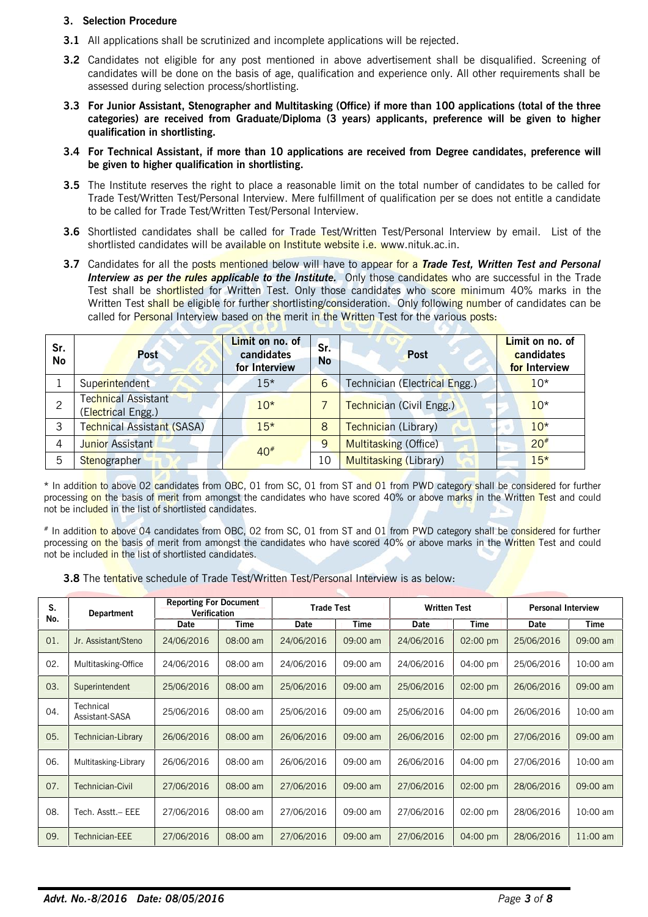### 3. Selection Procedure

**3.1** All applications shall be scrutinized and incomplete applications will be rejected.

**3.2** Candidates not eligible for any post mentioned in above advertisement shall be disqualified. Screening of candidates will be done on the basis of age, qualification and experience only. All other requirements shall be assessed during selection process/shortlisting.

**3.3 For Junior Assistant, Stenographer and Multitasking (Office) if more than 100 applications (total of the three categories) are received from Graduate/Diploma (3 years) applicants, preference will be given to higher qualification in shortlisting.**

**3.4 For Technical Assistant, if more than 10 applications are received from Degree candidates, preference will be given to higher qualification in shortlisting.**

**3.5** The Institute reserves the right to place a reasonable limit on the total number of candidates to be called for Trade Test/Written Test/Personal Interview. Mere fulfillment of qualification per se does not entitle a candidate to be called for Trade Test/Written Test/Personal Interview.

**3.6** Shortlisted candidates shall be called for Trade Test/Written Test/Personal Interview by email. List of the shortlisted candidates will be available on Institute website i.e. www.nituk.ac.in.

**3.7** Candidates for all the posts mentioned below will have to appear for a ***Trade Test, Written Test and Personal Interview as per the rules applicable to the Institute.*** Only those candidates who are successful in the Trade Test shall be shortlisted for Written Test. Only those candidates who score minimum 40% marks in the Written Test shall be eligible for further shortlisting/consideration. Only following number of candidates can be called for Personal Interview based on the merit in the Written Test for the various posts:

| Sr. No | Post | Limit on no. of candidates for Interview | Sr. No | Post | Limit on no. of candidates for Interview |
|---|---|---|---|---|---|
| 1 | Superintendent | 15* | 6 | Technician (Electrical Engg.) | 10* |
| 2 | Technical Assistant (Electrical Engg.) | 10* | 7 | Technician (Civil Engg.) | 10* |
| 3 | Technical Assistant (SASA) | 15* | 8 | Technician (Library) | 10* |
| 4 | Junior Assistant | 40# | 9 | Multitasking (Office) | 20# |
| 5 | Stenographer | | 10 | Multitasking (Library) | 15* |

\* In addition to above 02 candidates from OBC, 01 from SC, 01 from ST and 01 from PWD category shall be considered for further processing on the basis of merit from amongst the candidates who have scored 40% or above marks in the Written Test and could not be included in the list of shortlisted candidates.

\# In addition to above 04 candidates from OBC, 02 from SC, 01 from ST and 01 from PWD category shall be considered for further processing on the basis of merit from amongst the candidates who have scored 40% or above marks in the Written Test and could not be included in the list of shortlisted candidates.

**3.8** The tentative schedule of Trade Test/Written Test/Personal Interview is as below:

| S. No. | Department | Reporting For Document Verification | | Trade Test | | Written Test | | Personal Interview | |
|---|---|---|---|---|---|---|---|---|---|
| | | Date | Time | Date | Time | Date | Time | Date | Time |
| 01. | Jr. Assistant/Steno | 24/06/2016 | 08:00 am | 24/06/2016 | 09:00 am | 24/06/2016 | 02:00 pm | 25/06/2016 | 09:00 am |
| 02. | Multitasking-Office | 24/06/2016 | 08:00 am | 24/06/2016 | 09:00 am | 24/06/2016 | 04:00 pm | 25/06/2016 | 10:00 am |
| 03. | Superintendent | 25/06/2016 | 08:00 am | 25/06/2016 | 09:00 am | 25/06/2016 | 02:00 pm | 26/06/2016 | 09:00 am |
| 04. | Technical Assistant-SASA | 25/06/2016 | 08:00 am | 25/06/2016 | 09:00 am | 25/06/2016 | 04:00 pm | 26/06/2016 | 10:00 am |
| 05. | Technician-Library | 26/06/2016 | 08:00 am | 26/06/2016 | 09:00 am | 26/06/2016 | 02:00 pm | 27/06/2016 | 09:00 am |
| 06. | Multitasking-Library | 26/06/2016 | 08:00 am | 26/06/2016 | 09:00 am | 26/06/2016 | 04:00 pm | 27/06/2016 | 10:00 am |
| 07. | Technician-Civil | 27/06/2016 | 08:00 am | 27/06/2016 | 09:00 am | 27/06/2016 | 02:00 pm | 28/06/2016 | 09:00 am |
| 08. | Tech. Asstt.– EEE | 27/06/2016 | 08:00 am | 27/06/2016 | 09:00 am | 27/06/2016 | 02:00 pm | 28/06/2016 | 10:00 am |
| 09. | Technician-EEE | 27/06/2016 | 08:00 am | 27/06/2016 | 09:00 am | 27/06/2016 | 04:00 pm | 28/06/2016 | 11:00 am |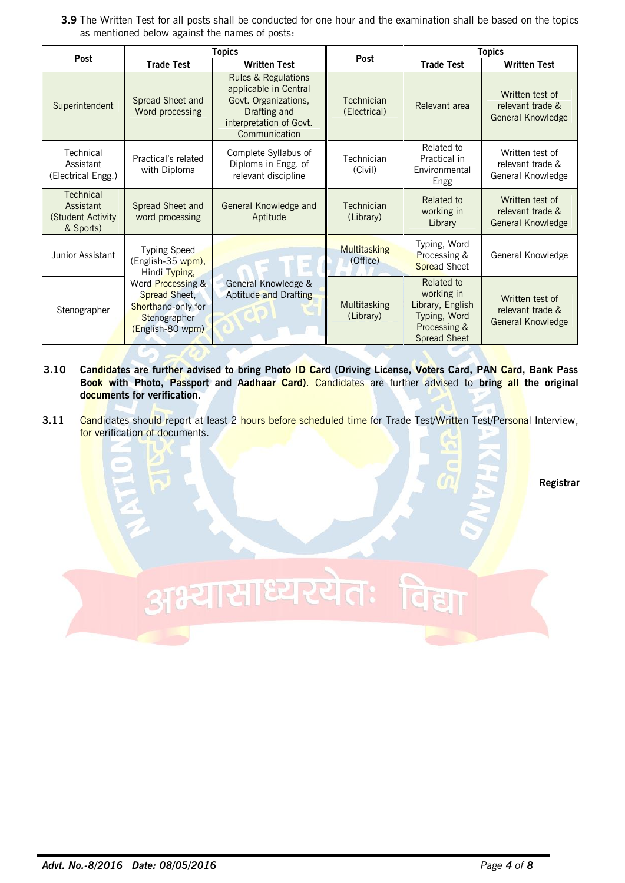**3.9** The Written Test for all posts shall be conducted for one hour and the examination shall be based on the topics as mentioned below against the names of posts:

| Post | Topics | | Post | Topics | |
|---|---|---|---|---|---|
| | **Trade Test** | **Written Test** | | **Trade Test** | **Written Test** |
| Superintendent | Spread Sheet and Word processing | Rules & Regulations applicable in Central Govt. Organizations, Drafting and interpretation of Govt. Communication | Technician (Electrical) | Relevant area | Written test of relevant trade & General Knowledge |
| Technical Assistant (Electrical Engg.) | Practical's related with Diploma | Complete Syllabus of Diploma in Engg. of relevant discipline | Technician (Civil) | Related to Practical in Environmental Engg | Written test of relevant trade & General Knowledge |
| Technical Assistant (Student Activity & Sports) | Spread Sheet and word processing | General Knowledge and Aptitude | Technician (Library) | Related to working in Library | Written test of relevant trade & General Knowledge |
| Junior Assistant | Typing Speed (English-35 wpm), Hindi Typing, Word Processing & Spread Sheet, Shorthand-only for Stenographer (English-80 wpm) | General Knowledge & Aptitude and Drafting | Multitasking (Office) | Typing, Word Processing & Spread Sheet | General Knowledge |
| Stenographer | | | Multitasking (Library) | Related to working in Library, English Typing, Word Processing & Spread Sheet | Written test of relevant trade & General Knowledge |

**3.10** **Candidates are further advised to bring Photo ID Card (Driving License, Voters Card, PAN Card, Bank Pass Book with Photo, Passport and Aadhaar Card)**. Candidates are further advised to **bring all the original documents for verification.**

**3.11** Candidates should report at least 2 hours before scheduled time for Trade Test/Written Test/Personal Interview, for verification of documents.

**Registrar**

***Advt. No.-8/2016 Date: 08/05/2016***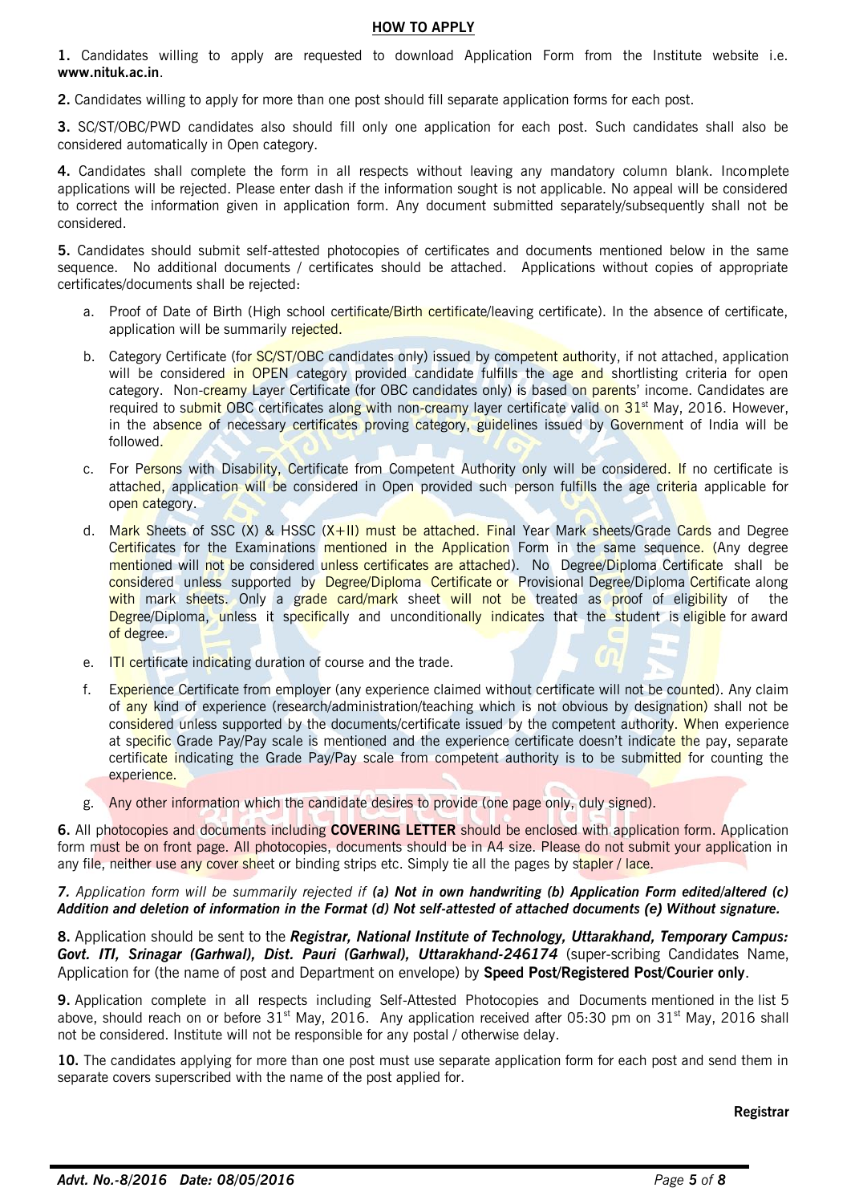## HOW TO APPLY

**1.** Candidates willing to apply are requested to download Application Form from the Institute website i.e. **www.nituk.ac.in**.

**2.** Candidates willing to apply for more than one post should fill separate application forms for each post.

**3.** SC/ST/OBC/PWD candidates also should fill only one application for each post. Such candidates shall also be considered automatically in Open category.

**4.** Candidates shall complete the form in all respects without leaving any mandatory column blank. Incomplete applications will be rejected. Please enter dash if the information sought is not applicable. No appeal will be considered to correct the information given in application form. Any document submitted separately/subsequently shall not be considered.

**5.** Candidates should submit self-attested photocopies of certificates and documents mentioned below in the same sequence. No additional documents / certificates should be attached. Applications without copies of appropriate certificates/documents shall be rejected:

a. Proof of Date of Birth (High school certificate/Birth certificate/leaving certificate). In the absence of certificate, application will be summarily rejected.

b. Category Certificate (for SC/ST/OBC candidates only) issued by competent authority, if not attached, application will be considered in OPEN category provided candidate fulfills the age and shortlisting criteria for open category. Non-creamy Layer Certificate (for OBC candidates only) is based on parents' income. Candidates are required to submit OBC certificates along with non-creamy layer certificate valid on 31st May, 2016. However, in the absence of necessary certificates proving category, guidelines issued by Government of India will be followed.

c. For Persons with Disability, Certificate from Competent Authority only will be considered. If no certificate is attached, application will be considered in Open provided such person fulfills the age criteria applicable for open category.

d. Mark Sheets of SSC (X) & HSSC (X+II) must be attached. Final Year Mark sheets/Grade Cards and Degree Certificates for the Examinations mentioned in the Application Form in the same sequence. (Any degree mentioned will not be considered unless certificates are attached). No Degree/Diploma Certificate shall be considered unless supported by Degree/Diploma Certificate or Provisional Degree/Diploma Certificate along with mark sheets. Only a grade card/mark sheet will not be treated as proof of eligibility of the Degree/Diploma, unless it specifically and unconditionally indicates that the student is eligible for award of degree.

e. ITI certificate indicating duration of course and the trade.

f. Experience Certificate from employer (any experience claimed without certificate will not be counted). Any claim of any kind of experience (research/administration/teaching which is not obvious by designation) shall not be considered unless supported by the documents/certificate issued by the competent authority. When experience at specific Grade Pay/Pay scale is mentioned and the experience certificate doesn't indicate the pay, separate certificate indicating the Grade Pay/Pay scale from competent authority is to be submitted for counting the experience.

g. Any other information which the candidate desires to provide (one page only, duly signed).

**6.** All photocopies and documents including **COVERING LETTER** should be enclosed with application form. Application form must be on front page. All photocopies, documents should be in A4 size. Please do not submit your application in any file, neither use any cover sheet or binding strips etc. Simply tie all the pages by stapler / lace.

*7. Application form will be summarily rejected if* ***(a) Not in own handwriting (b) Application Form edited/altered (c) Addition and deletion of information in the Format (d) Not self-attested of attached documents (e) Without signature.***

**8.** Application should be sent to the ***Registrar, National Institute of Technology, Uttarakhand, Temporary Campus: Govt. ITI, Srinagar (Garhwal), Dist. Pauri (Garhwal), Uttarakhand-246174*** (super-scribing Candidates Name, Application for (the name of post and Department on envelope) by **Speed Post/Registered Post/Courier only**.

**9.** Application complete in all respects including Self-Attested Photocopies and Documents mentioned in the list 5 above, should reach on or before 31st May, 2016. Any application received after 05:30 pm on 31st May, 2016 shall not be considered. Institute will not be responsible for any postal / otherwise delay.

**10.** The candidates applying for more than one post must use separate application form for each post and send them in separate covers superscribed with the name of the post applied for.

**Registrar**

*Advt. No.-8/2016 Date: 08/05/2016*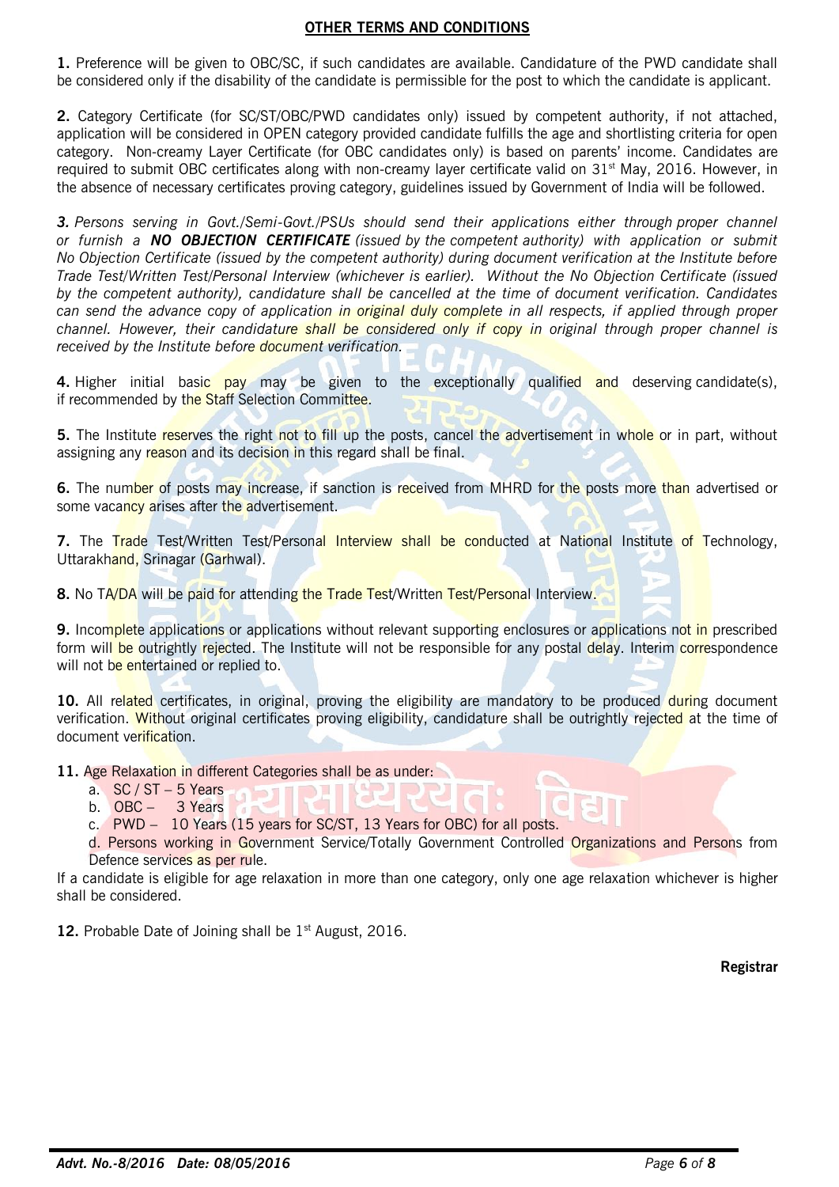## OTHER TERMS AND CONDITIONS

**1.** Preference will be given to OBC/SC, if such candidates are available. Candidature of the PWD candidate shall be considered only if the disability of the candidate is permissible for the post to which the candidate is applicant.

**2.** Category Certificate (for SC/ST/OBC/PWD candidates only) issued by competent authority, if not attached, application will be considered in OPEN category provided candidate fulfills the age and shortlisting criteria for open category. Non-creamy Layer Certificate (for OBC candidates only) is based on parents' income. Candidates are required to submit OBC certificates along with non-creamy layer certificate valid on 31st May, 2016. However, in the absence of necessary certificates proving category, guidelines issued by Government of India will be followed.

***3.*** *Persons serving in Govt./Semi-Govt./PSUs should send their applications either through proper channel or furnish a* ***NO OBJECTION CERTIFICATE*** *(issued by the competent authority) with application or submit No Objection Certificate (issued by the competent authority) during document verification at the Institute before Trade Test/Written Test/Personal Interview (whichever is earlier). Without the No Objection Certificate (issued by the competent authority), candidature shall be cancelled at the time of document verification. Candidates can send the advance copy of application in original duly complete in all respects, if applied through proper channel. However, their candidature shall be considered only if copy in original through proper channel is received by the Institute before document verification.*

**4.** Higher initial basic pay may be given to the exceptionally qualified and deserving candidate(s), if recommended by the Staff Selection Committee.

**5.** The Institute reserves the right not to fill up the posts, cancel the advertisement in whole or in part, without assigning any reason and its decision in this regard shall be final.

**6.** The number of posts may increase, if sanction is received from MHRD for the posts more than advertised or some vacancy arises after the advertisement.

**7.** The Trade Test/Written Test/Personal Interview shall be conducted at National Institute of Technology, Uttarakhand, Srinagar (Garhwal).

**8.** No TA/DA will be paid for attending the Trade Test/Written Test/Personal Interview.

**9.** Incomplete applications or applications without relevant supporting enclosures or applications not in prescribed form will be outrightly rejected. The Institute will not be responsible for any postal delay. Interim correspondence will not be entertained or replied to.

**10.** All related certificates, in original, proving the eligibility are mandatory to be produced during document verification. Without original certificates proving eligibility, candidature shall be outrightly rejected at the time of document verification.

**11.** Age Relaxation in different Categories shall be as under:

a. SC / ST – 5 Years
b. OBC – 3 Years
c. PWD – 10 Years (15 years for SC/ST, 13 Years for OBC) for all posts.
d. Persons working in Government Service/Totally Government Controlled Organizations and Persons from Defence services as per rule.

If a candidate is eligible for age relaxation in more than one category, only one age relaxation whichever is higher shall be considered.

**12.** Probable Date of Joining shall be 1st August, 2016.

**Registrar**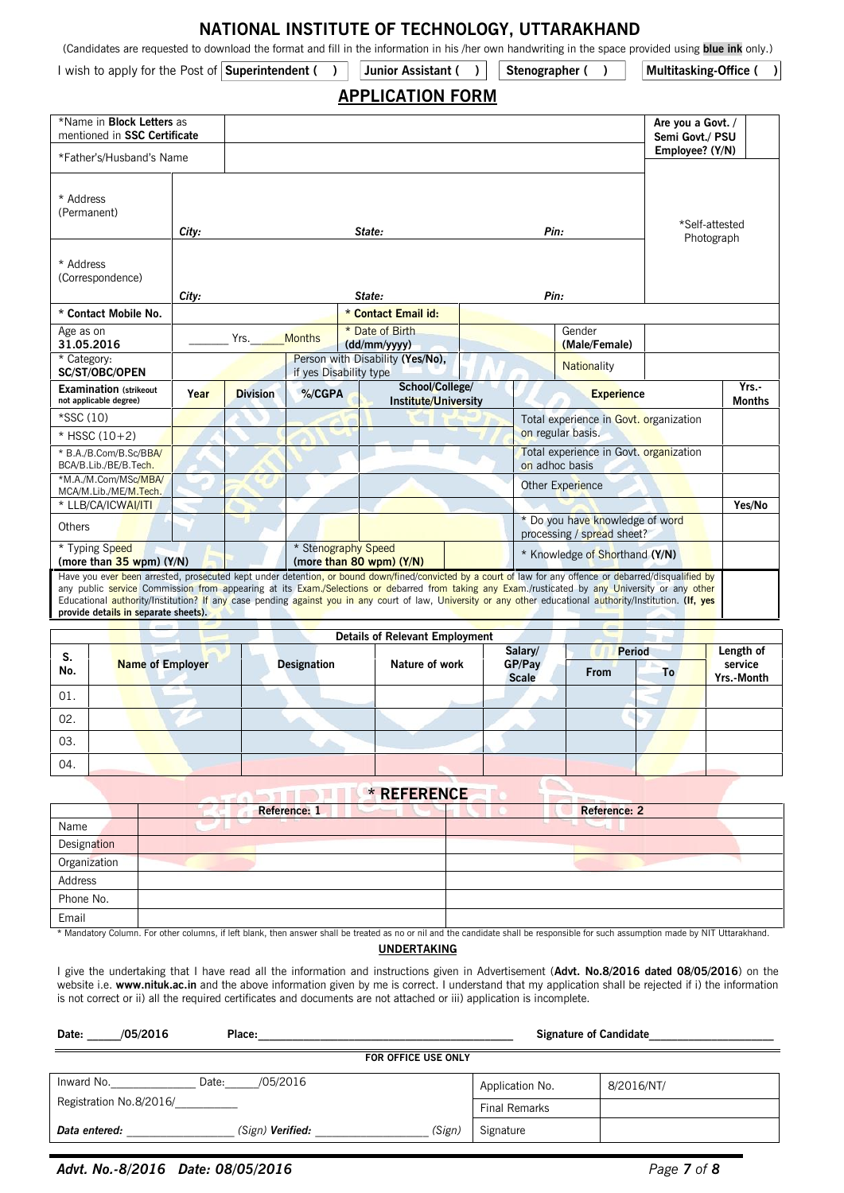# NATIONAL INSTITUTE OF TECHNOLOGY, UTTARAKHAND

(Candidates are requested to download the format and fill in the information in his /her own handwriting in the space provided using **blue ink** only.)

I wish to apply for the Post of **Superintendent ( )** **Junior Assistant ( )** **Stenographer ( )** **Multitasking-Office ( )**

## APPLICATION FORM

| | | | | | | |
|---|---|---|---|---|---|---|
| *Name in **Block Letters** as mentioned in **SSC Certificate** | | | | | **Are you a Govt. / Semi Govt./ PSU Employee? (Y/N)** | |
| *Father's/Husband's Name | | | | | | |
| * Address (Permanent) | City: | State: | Pin: | | *Self-attested Photograph | |
| * Address (Correspondence) | City: | State: | Pin: | | | |
| **\* Contact Mobile No.** | | **\* Contact Email id:** | | | | |
| Age as on **31.05.2016** | ______ Yrs.______ Months | * Date of Birth (dd/mm/yyyy) | | Gender **(Male/Female)** | | |
| * Category: **SC/ST/OBC/OPEN** | | Person with Disability **(Yes/No),** if yes Disability type | | Nationality | | |

| **Examination** (strikeout not applicable degree) | **Year** | **Division** | **%/CGPA** | **School/College/ Institute/University** | **Experience** | **Yrs.- Months** |
|---|---|---|---|---|---|---|
| *SSC (10) | | | | | Total experience in Govt. organization on regular basis. | |
| * HSSC (10+2) | | | | | | |
| * B.A./B.Com/B.Sc/BBA/ BCA/B.Lib./BE/B.Tech. | | | | | Total experience in Govt. organization on adhoc basis | |
| *M.A./M.Com/MSc/MBA/ MCA/M.Lib./ME/M.Tech. | | | | | Other Experience | |
| * LLB/CA/ICWAI/ITI | | | | | | **Yes/No** |
| Others | | | | | * Do you have knowledge of word processing / spread sheet? | |
| * Typing Speed **(more than 35 wpm) (Y/N)** | | * Stenography Speed **(more than 80 wpm) (Y/N)** | | | * Knowledge of Shorthand **(Y/N)** | |

Have you ever been arrested, prosecuted kept under detention, or bound down/fined/convicted by a court of law for any offence or debarred/disqualified by any public service Commission from appearing at its Exam./Selections or debarred from taking any Exam./rusticated by any University or any other Educational authority/Institution? If any case pending against you in any court of law, University or any other educational authority/Institution. **(If, yes provide details in separate sheets).**

**Details of Relevant Employment**

| **S. No.** | **Name of Employer** | **Designation** | **Nature of work** | **Salary/ GP/Pay Scale** | **Period** | | **Length of service Yrs.-Month** |
|---|---|---|---|---|---|---|---|
| | | | | | **From** | **To** | |
| 01. | | | | | | | |
| 02. | | | | | | | |
| 03. | | | | | | | |
| 04. | | | | | | | |

**\* REFERENCE**

| | **Reference: 1** | **Reference: 2** |
|---|---|---|
| Name | | |
| Designation | | |
| Organization | | |
| Address | | |
| Phone No. | | |
| Email | | |

\* Mandatory Column. For other columns, if left blank, then answer shall be treated as no or nil and the candidate shall be responsible for such assumption made by NIT Uttarakhand.

**UNDERTAKING**

I give the undertaking that I have read all the information and instructions given in Advertisement (**Advt. No.8/2016 dated 08/05/2016**) on the website i.e. **www.nituk.ac.in** and the above information given by me is correct. I understand that my application shall be rejected if i) the information is not correct or ii) all the required certificates and documents are not attached or iii) application is incomplete.

**Date:** _____**/05/2016** **Place:**________________________ **Signature of Candidate**____________________

**FOR OFFICE USE ONLY**

| | | |
|---|---|---|
| Inward No.____________ Date:_____/05/2016 | Application No. | 8/2016/NT/ |
| Registration No.8/2016/_________ | Final Remarks | |
| ***Data entered:*** ________________ *(Sign)* ***Verified:*** ________________ *(Sign)* | Signature | |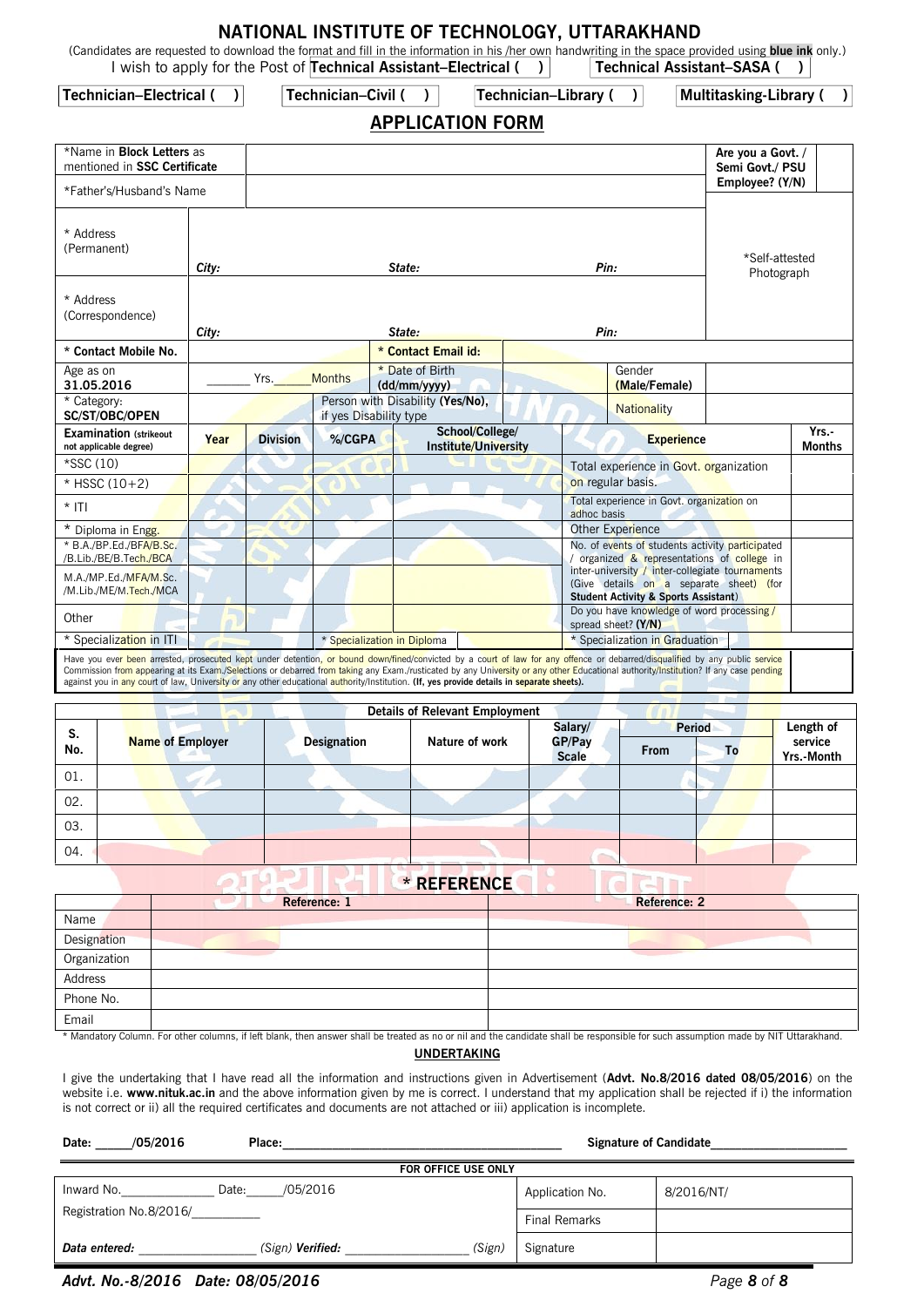# NATIONAL INSTITUTE OF TECHNOLOGY, UTTARAKHAND

(Candidates are requested to download the format and fill in the information in his /her own handwriting in the space provided using **blue ink** only.)

I wish to apply for the Post of **Technical Assistant–Electrical (  )** **Technical Assistant–SASA (  )**

**Technician–Electrical (  )** **Technician–Civil (  )** **Technician–Library (  )** **Multitasking-Library (  )**

## APPLICATION FORM

| | | | | | | | | | |
|---|---|---|---|---|---|---|---|---|---|
| *Name in **Block Letters** as mentioned in **SSC Certificate** | | | | | | | | Are you a Govt. / Semi Govt./ PSU Employee? (Y/N) | |
| *Father's/Husband's Name | | | | | | | | *Self-attested Photograph | |
| * Address (Permanent) | City: | | State: | | | Pin: | | | |
| * Address (Correspondence) | City: | | State: | | | Pin: | | | |
| * Contact Mobile No. | | | * Contact Email id: | | | | | | |
| Age as on 31.05.2016 | _____ Yrs._____Months | | * Date of Birth (dd/mm/yyyy) | | | Gender (Male/Female) | | | |
| * Category: SC/ST/OBC/OPEN | | | Person with Disability (Yes/No), if yes Disability type | | | Nationality | | | |
| **Examination** (strikeout not applicable degree) | **Year** | **Division** | **%/CGPA** | **School/College/ Institute/University** | **Experience** | | | | **Yrs.-Months** |
| *SSC (10) | | | | | Total experience in Govt. organization on regular basis. | | | | |
| * HSSC (10+2) | | | | | | | | | |
| * ITI | | | | | Total experience in Govt. organization on adhoc basis | | | | |
| * Diploma in Engg. | | | | | Other Experience | | | | |
| * B.A./BP.Ed./BFA/B.Sc./B.Lib./BE/B.Tech./BCA | | | | | No. of events of students activity participated / organized & representations of college in inter-university / inter-collegiate tournaments (Give details on a separate sheet) (for **Student Activity & Sports Assistant**) | | | | |
| M.A./MP.Ed./MFA/M.Sc./M.Lib./ME/M.Tech./MCA | | | | | | | | | |
| Other | | | | | Do you have knowledge of word processing / spread sheet? **(Y/N)** | | | | |
| * Specialization in ITI | | | * Specialization in Diploma | | * Specialization in Graduation | | | | |

Have you ever been arrested, prosecuted kept under detention, or bound down/fined/convicted by a court of law for any offence or debarred/disqualified by any public service Commission from appearing at its Exam./Selections or debarred from taking any Exam./rusticated by any University or any other Educational authority/Institution? If any case pending against you in any court of law, University or any other educational authority/Institution. **(If, yes provide details in separate sheets).**

**Details of Relevant Employment**

| S. No. | Name of Employer | Designation | Nature of work | Salary/ GP/Pay Scale | Period | | Length of service Yrs.-Month |
|---|---|---|---|---|---|---|---|
| | | | | | From | To | |
| 01. | | | | | | | |
| 02. | | | | | | | |
| 03. | | | | | | | |
| 04. | | | | | | | |

**\* REFERENCE**

| | Reference: 1 | Reference: 2 |
|---|---|---|
| Name | | |
| Designation | | |
| Organization | | |
| Address | | |
| Phone No. | | |
| Email | | |

\* Mandatory Column. For other columns, if left blank, then answer shall be treated as no or nil and the candidate shall be responsible for such assumption made by NIT Uttarakhand.

**UNDERTAKING**

I give the undertaking that I have read all the information and instructions given in Advertisement (**Advt. No.8/2016 dated 08/05/2016**) on the website i.e. **www.nituk.ac.in** and the above information given by me is correct. I understand that my application shall be rejected if i) the information is not correct or ii) all the required certificates and documents are not attached or iii) application is incomplete.

**Date:** _____/05/2016 **Place:**_________________________ **Signature of Candidate**____________________

**FOR OFFICE USE ONLY**

| | | |
|---|---|---|
| Inward No.____________ Date:_____/05/2016 | Application No. | 8/2016/NT/ |
| Registration No.8/2016/_________ | Final Remarks | |
| *Data entered:* ______________ *(Sign)* ***Verified:*** ______________ *(Sign)* | Signature | |